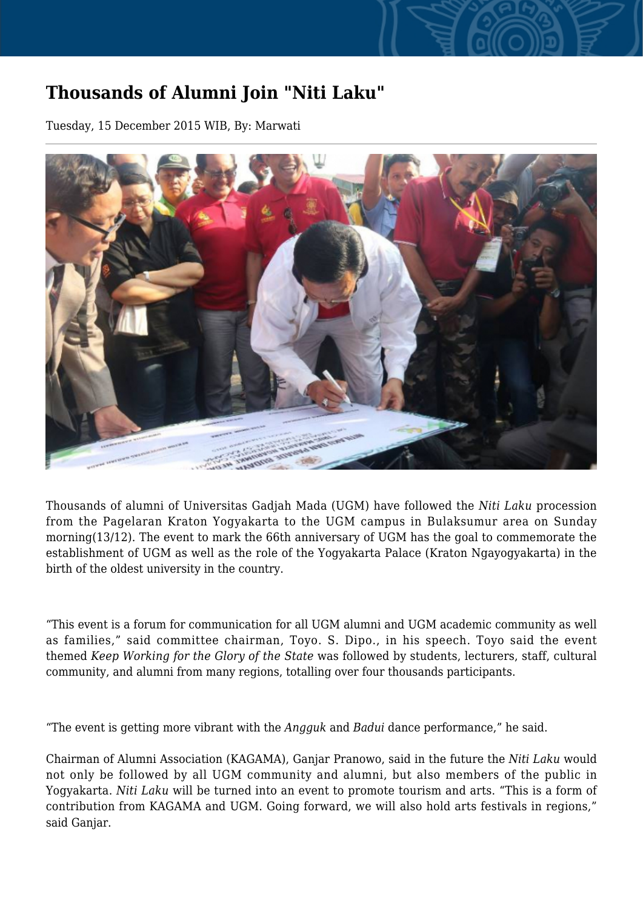# Thousands of Alumni Join "Niti Laku"

Tuesday, 15 December 2015 WIB, By: Marwati

Thousands of alumni of Universitas Gadjah Mada (UGM) have followed the *Niti Laku* procession from the Pagelaran Kraton Yogyakarta to the UGM campus in Bulaksumur area on Sunday morning(13/12). The event to mark the 66th anniversary of UGM has the goal to commemorate the establishment of UGM as well as the role of the Yogyakarta Palace (Kraton Ngayogyakarta) in the birth of the oldest university in the country.

"This event is a forum for communication for all UGM alumni and UGM academic community as well as families," said committee chairman, Toyo. S. Dipo., in his speech. Toyo said the event themed *Keep Working for the Glory of the State* was followed by students, lecturers, staff, cultural community, and alumni from many regions, totalling over four thousands participants.

"The event is getting more vibrant with the *Angguk* and *Badui* dance performance," he said.

Chairman of Alumni Association (KAGAMA), Ganjar Pranowo, said in the future the *Niti Laku* would not only be followed by all UGM community and alumni, but also members of the public in Yogyakarta. *Niti Laku* will be turned into an event to promote tourism and arts. "This is a form of contribution from KAGAMA and UGM. Going forward, we will also hold arts festivals in regions," said Ganjar.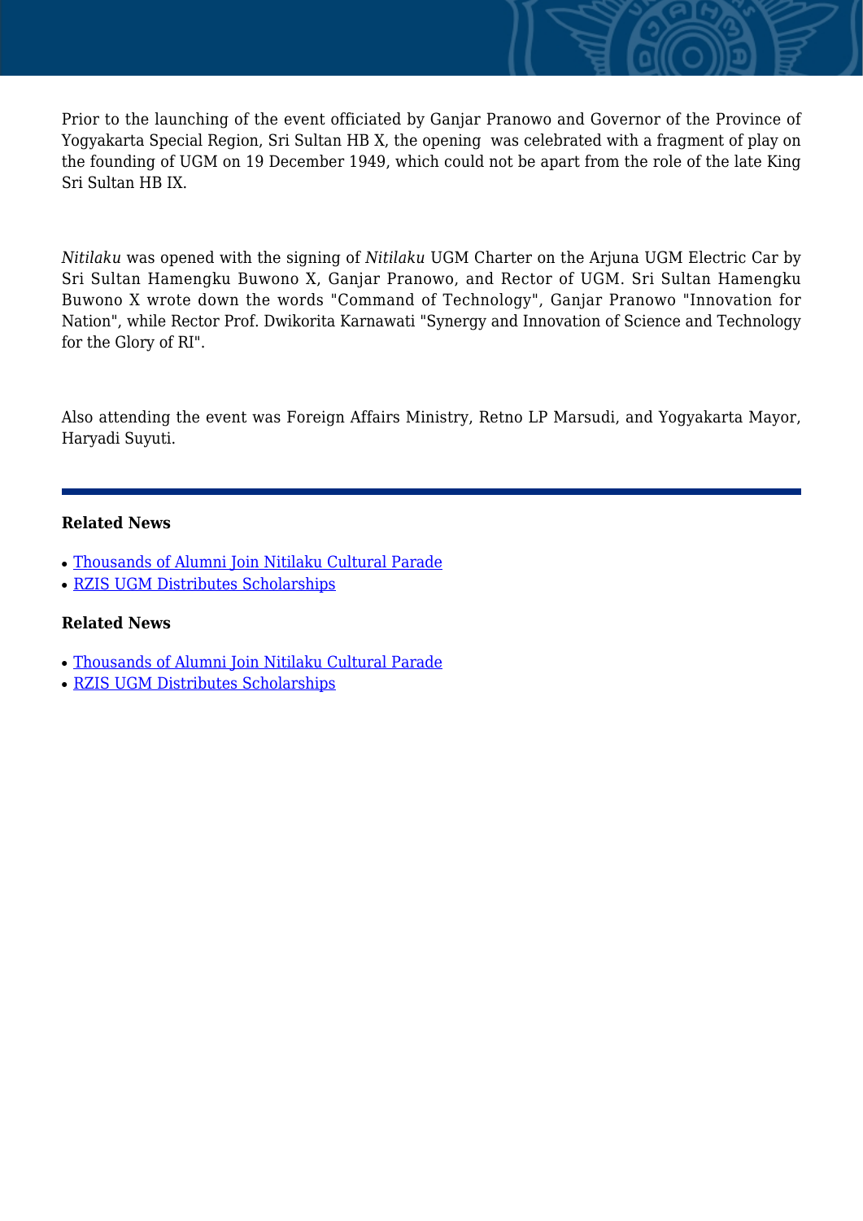Prior to the launching of the event officiated by Ganjar Pranowo and Governor of the Province of Yogyakarta Special Region, Sri Sultan HB X, the opening  was celebrated with a fragment of play on the founding of UGM on 19 December 1949, which could not be apart from the role of the late King Sri Sultan HB IX.

*Nitilaku* was opened with the signing of *Nitilaku* UGM Charter on the Arjuna UGM Electric Car by Sri Sultan Hamengku Buwono X, Ganjar Pranowo, and Rector of UGM. Sri Sultan Hamengku Buwono X wrote down the words "Command of Technology", Ganjar Pranowo "Innovation for Nation", while Rector Prof. Dwikorita Karnawati "Synergy and Innovation of Science and Technology for the Glory of RI".

Also attending the event was Foreign Affairs Ministry, Retno LP Marsudi, and Yogyakarta Mayor, Haryadi Suyuti.

---

**Related News**

- Thousands of Alumni Join Nitilaku Cultural Parade
- RZIS UGM Distributes Scholarships

**Related News**

- Thousands of Alumni Join Nitilaku Cultural Parade
- RZIS UGM Distributes Scholarships